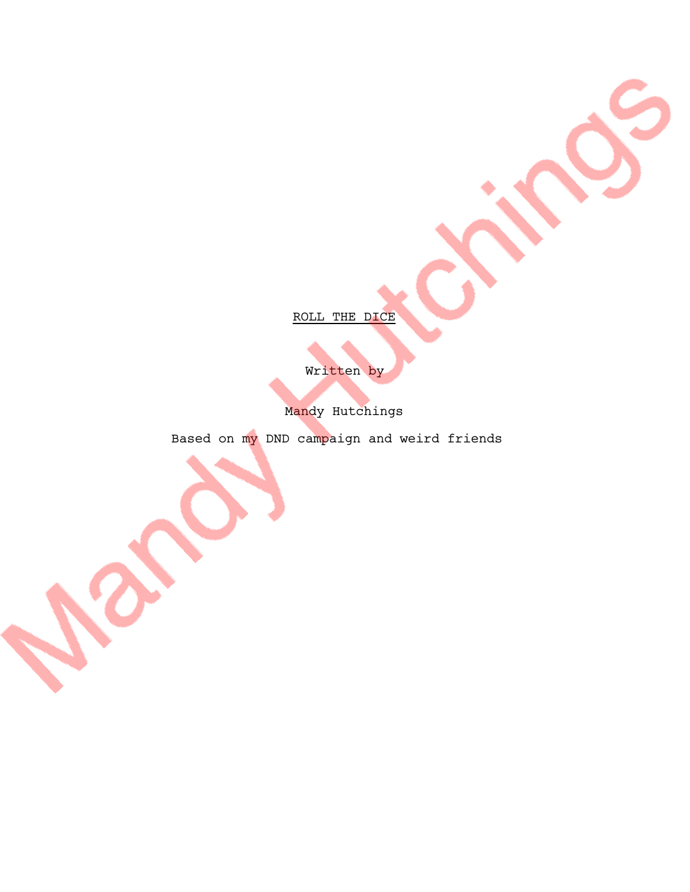ROLL THE DICE

Written by

Mandy Hutchings

Based on my DND campaign and weird friends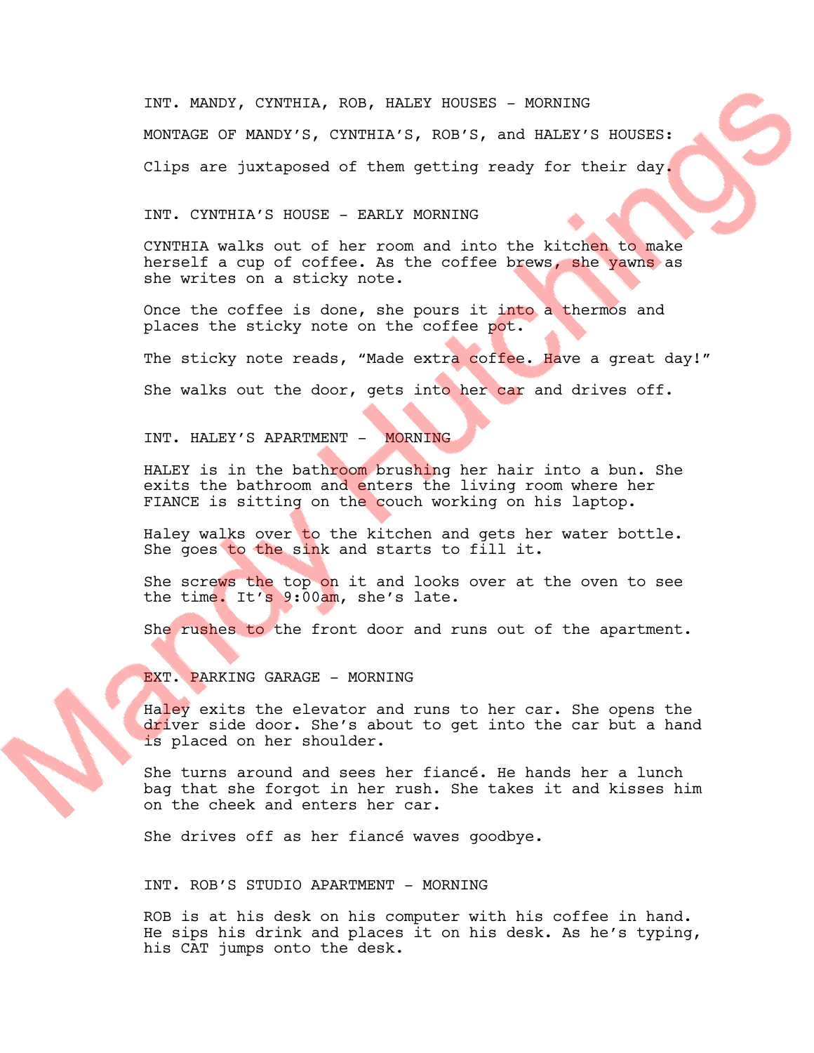INT. MANDY, CYNTHIA, ROB, HALEY HOUSES - MORNING

MONTAGE OF MANDY'S, CYNTHIA'S, ROB'S, and HALEY'S HOUSES:

Clips are juxtaposed of them getting ready for their day.

INT. CYNTHIA'S HOUSE - EARLY MORNING

CYNTHIA walks out of her room and into the kitchen to make herself a cup of coffee. As the coffee brews, she yawns as she writes on a sticky note.

Once the coffee is done, she pours it into a thermos and places the sticky note on the coffee pot.

The sticky note reads, "Made extra coffee. Have a great day!"

She walks out the door, gets into her car and drives off.

INT. HALEY'S APARTMENT - MORNING

HALEY is in the bathroom brushing her hair into a bun. She exits the bathroom and enters the living room where her FIANCE is sitting on the couch working on his laptop.

Haley walks over to the kitchen and gets her water bottle. She goes to the sink and starts to fill it.

She screws the top on it and looks over at the oven to see the time. It's 9:00am, she's late.

She rushes to the front door and runs out of the apartment.

EXT. PARKING GARAGE - MORNING

Haley exits the elevator and runs to her car. She opens the driver side door. She's about to get into the car but a hand is placed on her shoulder.

She turns around and sees her fiancé. He hands her a lunch bag that she forgot in her rush. She takes it and kisses him on the cheek and enters her car.

She drives off as her fiancé waves goodbye.

INT. ROB'S STUDIO APARTMENT - MORNING

ROB is at his desk on his computer with his coffee in hand. He sips his drink and places it on his desk. As he's typing, his CAT jumps onto the desk.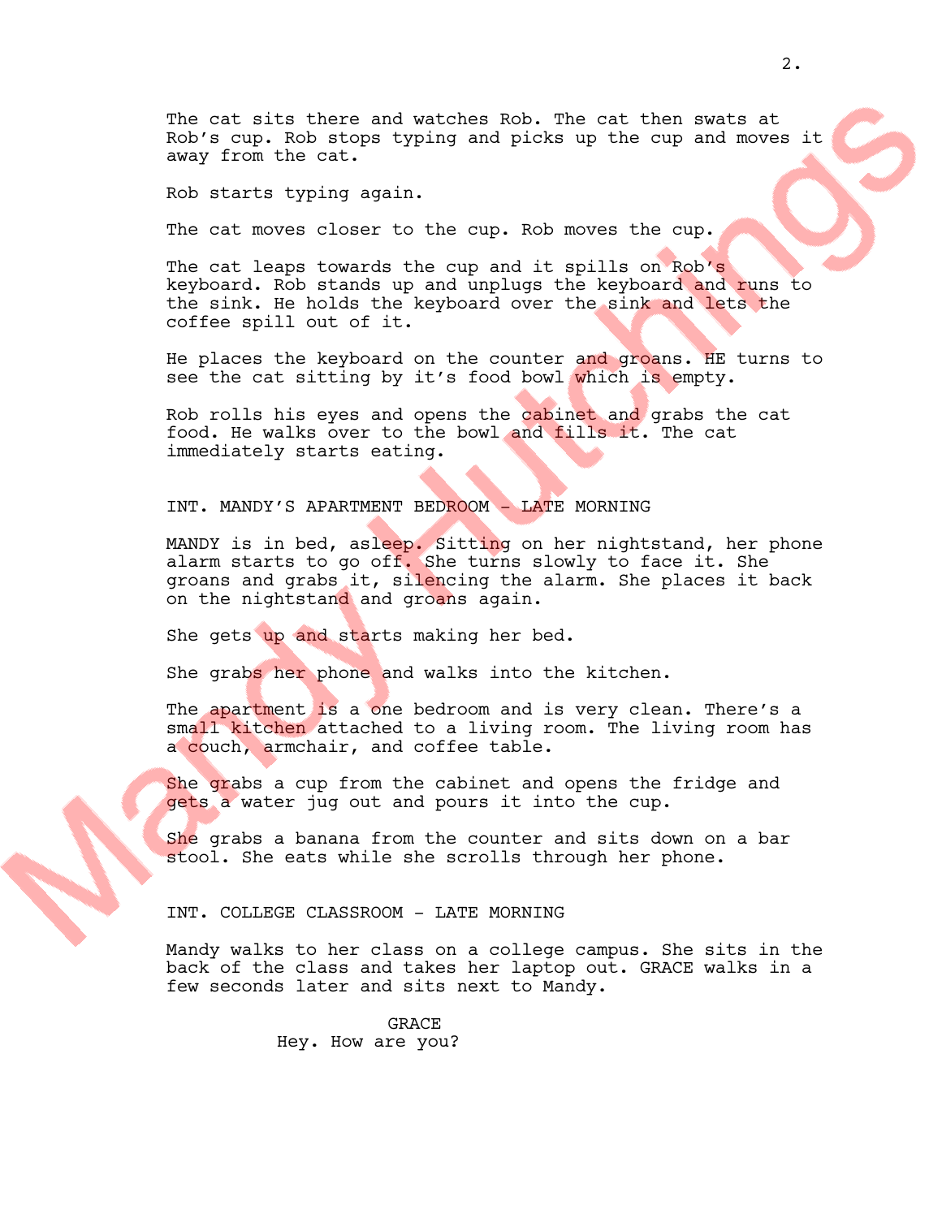The cat sits there and watches Rob. The cat then swats at Rob's cup. Rob stops typing and picks up the cup and moves it away from the cat.

Rob starts typing again.

The cat moves closer to the cup. Rob moves the cup.

The cat leaps towards the cup and it spills on Rob's keyboard. Rob stands up and unplugs the keyboard and runs to the sink. He holds the keyboard over the sink and lets the coffee spill out of it.

He places the keyboard on the counter and groans. HE turns to see the cat sitting by it's food bowl which is empty.

Rob rolls his eyes and opens the cabinet and grabs the cat food. He walks over to the bowl and fills it. The cat immediately starts eating.

INT. MANDY'S APARTMENT BEDROOM - LATE MORNING

MANDY is in bed, asleep. Sitting on her nightstand, her phone alarm starts to go off. She turns slowly to face it. She groans and grabs it, silencing the alarm. She places it back on the nightstand and groans again.

She gets up and starts making her bed.

She grabs her phone and walks into the kitchen.

The apartment is a one bedroom and is very clean. There's a small kitchen attached to a living room. The living room has a couch, armchair, and coffee table.

She grabs a cup from the cabinet and opens the fridge and gets a water jug out and pours it into the cup.

She grabs a banana from the counter and sits down on a bar stool. She eats while she scrolls through her phone.

INT. COLLEGE CLASSROOM - LATE MORNING

Mandy walks to her class on a college campus. She sits in the back of the class and takes her laptop out. GRACE walks in a few seconds later and sits next to Mandy.

GRACE
Hey. How are you?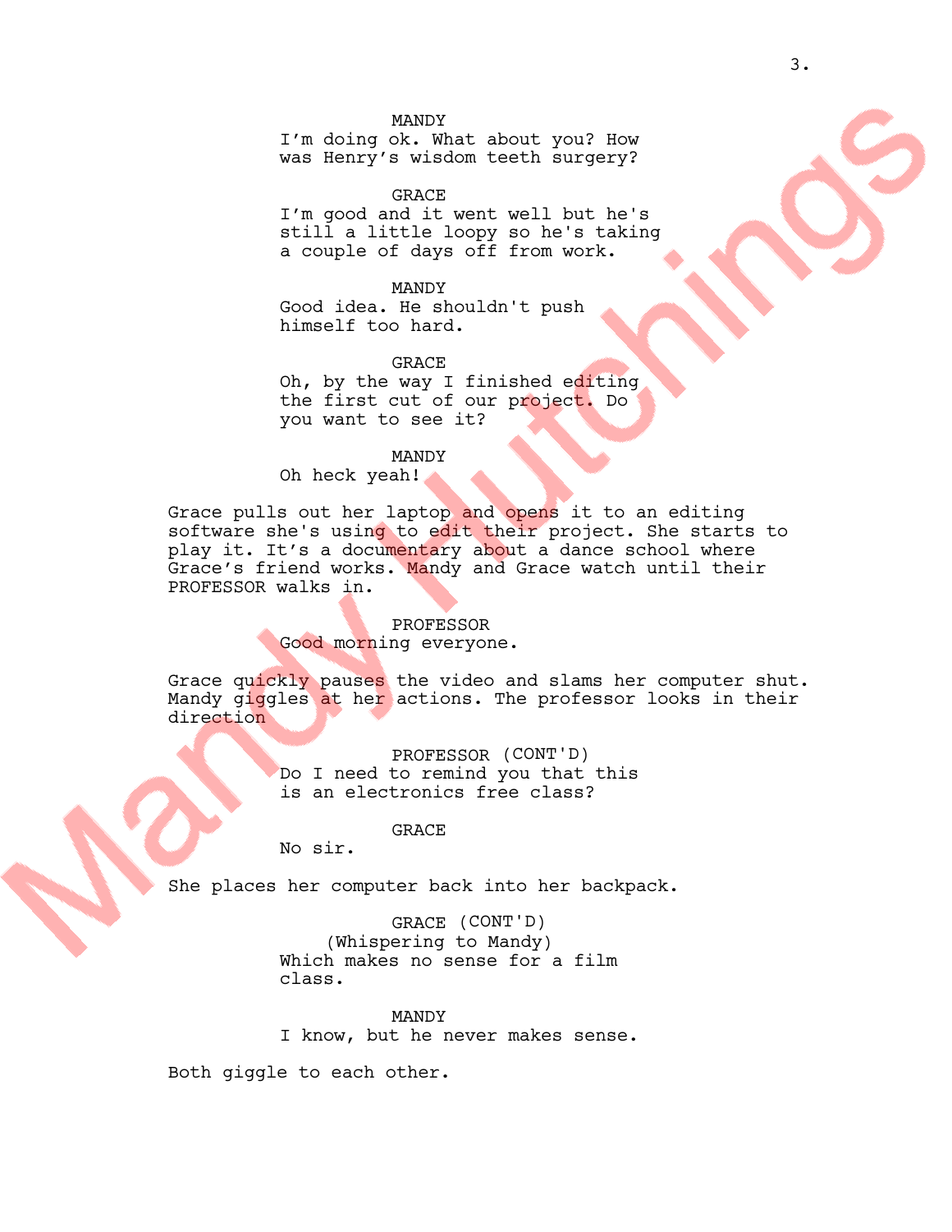MANDY
I'm doing ok. What about you? How was Henry's wisdom teeth surgery?

GRACE
I'm good and it went well but he's still a little loopy so he's taking a couple of days off from work.

MANDY
Good idea. He shouldn't push himself too hard.

GRACE
Oh, by the way I finished editing the first cut of our project. Do you want to see it?

MANDY
Oh heck yeah!

Grace pulls out her laptop and opens it to an editing software she's using to edit their project. She starts to play it. It's a documentary about a dance school where Grace's friend works. Mandy and Grace watch until their PROFESSOR walks in.

PROFESSOR
Good morning everyone.

Grace quickly pauses the video and slams her computer shut. Mandy giggles at her actions. The professor looks in their direction

PROFESSOR (CONT'D)
Do I need to remind you that this is an electronics free class?

GRACE
No sir.

She places her computer back into her backpack.

GRACE (CONT'D)
(Whispering to Mandy)
Which makes no sense for a film class.

MANDY
I know, but he never makes sense.

Both giggle to each other.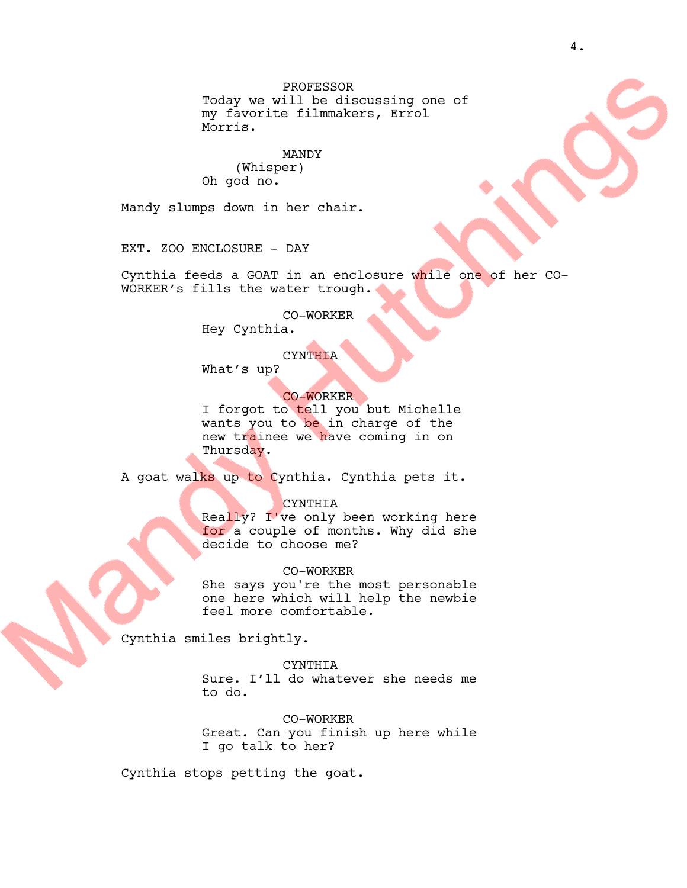PROFESSOR
Today we will be discussing one of my favorite filmmakers, Errol Morris.

MANDY
(Whisper)
Oh god no.

Mandy slumps down in her chair.

EXT. ZOO ENCLOSURE - DAY

Cynthia feeds a GOAT in an enclosure while one of her CO-WORKER's fills the water trough.

CO-WORKER
Hey Cynthia.

CYNTHIA
What's up?

CO-WORKER
I forgot to tell you but Michelle wants you to be in charge of the new trainee we have coming in on Thursday.

A goat walks up to Cynthia. Cynthia pets it.

CYNTHIA
Really? I've only been working here for a couple of months. Why did she decide to choose me?

CO-WORKER
She says you're the most personable one here which will help the newbie feel more comfortable.

Cynthia smiles brightly.

CYNTHIA
Sure. I'll do whatever she needs me to do.

CO-WORKER
Great. Can you finish up here while I go talk to her?

Cynthia stops petting the goat.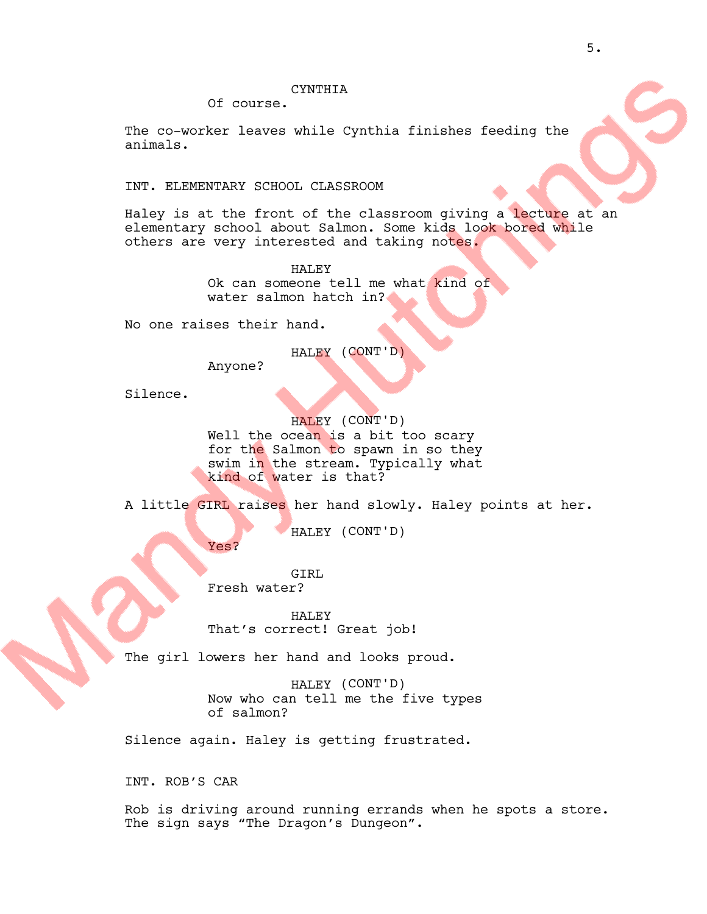CYNTHIA

Of course.

The co-worker leaves while Cynthia finishes feeding the animals.

INT. ELEMENTARY SCHOOL CLASSROOM

Haley is at the front of the classroom giving a lecture at an elementary school about Salmon. Some kids look bored while others are very interested and taking notes.

HALEY

Ok can someone tell me what kind of water salmon hatch in?

No one raises their hand.

HALEY (CONT'D)

Anyone?

Silence.

HALEY (CONT'D)

Well the ocean is a bit too scary for the Salmon to spawn in so they swim in the stream. Typically what kind of water is that?

A little GIRL raises her hand slowly. Haley points at her.

HALEY (CONT'D)

Yes?

GIRL

Fresh water?

HALEY

That's correct! Great job!

The girl lowers her hand and looks proud.

HALEY (CONT'D)

Now who can tell me the five types of salmon?

Silence again. Haley is getting frustrated.

INT. ROB'S CAR

Rob is driving around running errands when he spots a store. The sign says "The Dragon's Dungeon".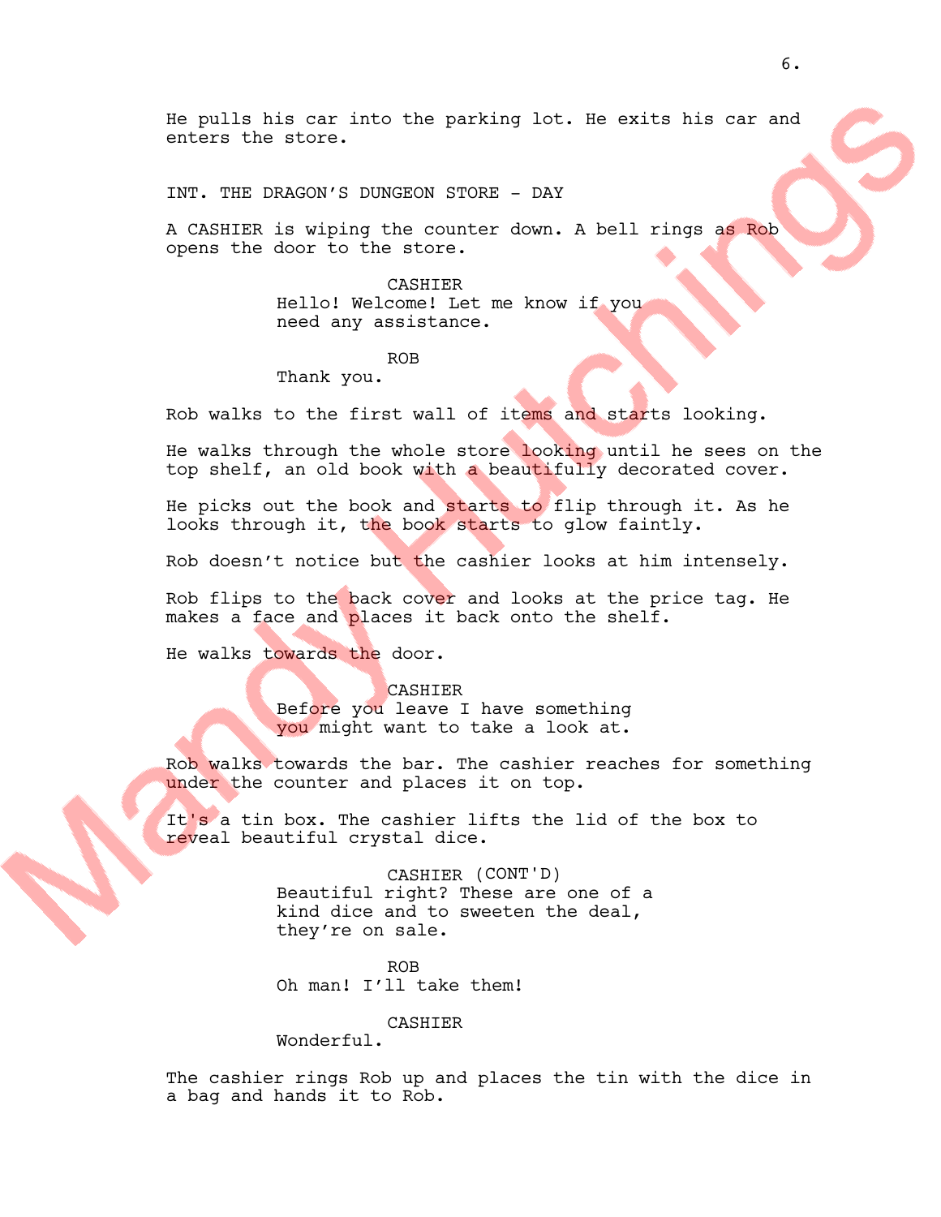He pulls his car into the parking lot. He exits his car and enters the store.

INT. THE DRAGON'S DUNGEON STORE - DAY

A CASHIER is wiping the counter down. A bell rings as Rob opens the door to the store.

CASHIER
Hello! Welcome! Let me know if you need any assistance.

ROB
Thank you.

Rob walks to the first wall of items and starts looking.

He walks through the whole store looking until he sees on the top shelf, an old book with a beautifully decorated cover.

He picks out the book and starts to flip through it. As he looks through it, the book starts to glow faintly.

Rob doesn't notice but the cashier looks at him intensely.

Rob flips to the back cover and looks at the price tag. He makes a face and places it back onto the shelf.

He walks towards the door.

CASHIER
Before you leave I have something you might want to take a look at.

Rob walks towards the bar. The cashier reaches for something under the counter and places it on top.

It's a tin box. The cashier lifts the lid of the box to reveal beautiful crystal dice.

CASHIER (CONT'D)
Beautiful right? These are one of a kind dice and to sweeten the deal, they're on sale.

ROB
Oh man! I'll take them!

CASHIER
Wonderful.

The cashier rings Rob up and places the tin with the dice in a bag and hands it to Rob.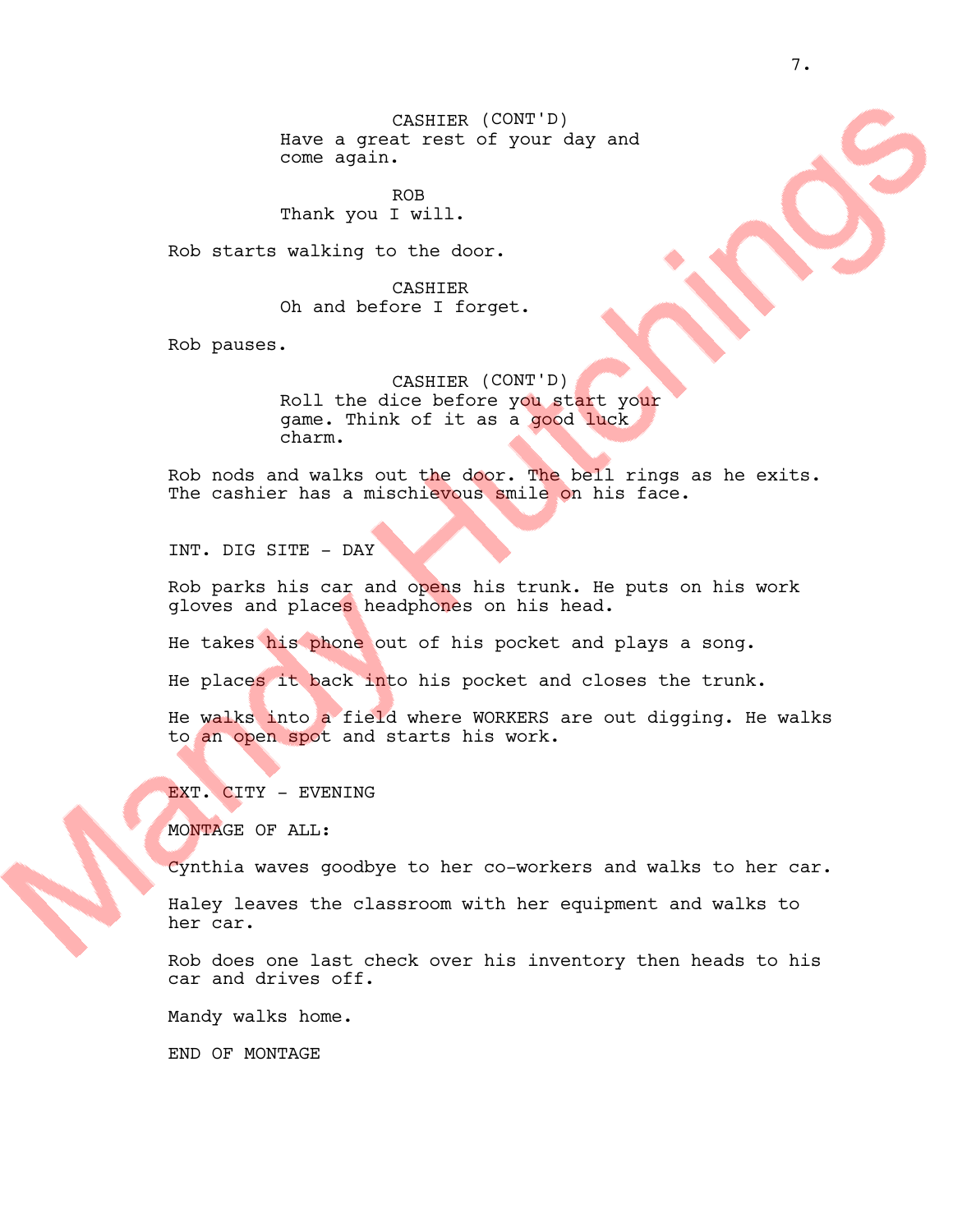CASHIER (CONT'D)
Have a great rest of your day and come again.

ROB
Thank you I will.

Rob starts walking to the door.

CASHIER
Oh and before I forget.

Rob pauses.

CASHIER (CONT'D)
Roll the dice before you start your game. Think of it as a good luck charm.

Rob nods and walks out the door. The bell rings as he exits. The cashier has a mischievous smile on his face.

INT. DIG SITE - DAY

Rob parks his car and opens his trunk. He puts on his work gloves and places headphones on his head.

He takes his phone out of his pocket and plays a song.

He places it back into his pocket and closes the trunk.

He walks into a field where WORKERS are out digging. He walks to an open spot and starts his work.

EXT. CITY - EVENING

MONTAGE OF ALL:

Cynthia waves goodbye to her co-workers and walks to her car.

Haley leaves the classroom with her equipment and walks to her car.

Rob does one last check over his inventory then heads to his car and drives off.

Mandy walks home.

END OF MONTAGE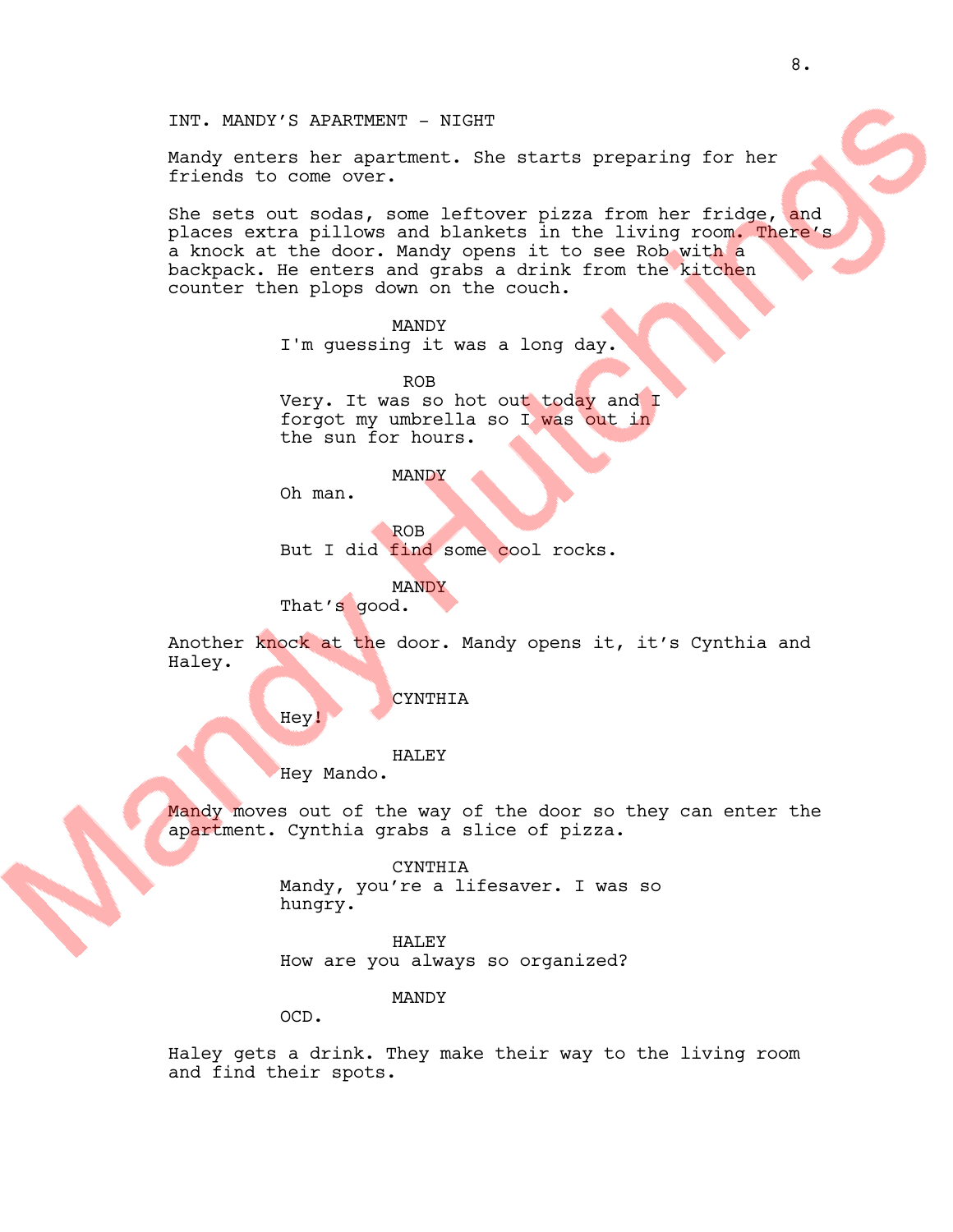INT. MANDY'S APARTMENT - NIGHT

Mandy enters her apartment. She starts preparing for her friends to come over.

She sets out sodas, some leftover pizza from her fridge, and places extra pillows and blankets in the living room. There's a knock at the door. Mandy opens it to see Rob with a backpack. He enters and grabs a drink from the kitchen counter then plops down on the couch.

MANDY
I'm guessing it was a long day.

ROB
Very. It was so hot out today and I forgot my umbrella so I was out in the sun for hours.

MANDY
Oh man.

ROB
But I did find some cool rocks.

MANDY
That's good.

Another knock at the door. Mandy opens it, it's Cynthia and Haley.

CYNTHIA
Hey!

HALEY
Hey Mando.

Mandy moves out of the way of the door so they can enter the apartment. Cynthia grabs a slice of pizza.

CYNTHIA
Mandy, you're a lifesaver. I was so hungry.

HALEY
How are you always so organized?

MANDY
OCD.

Haley gets a drink. They make their way to the living room and find their spots.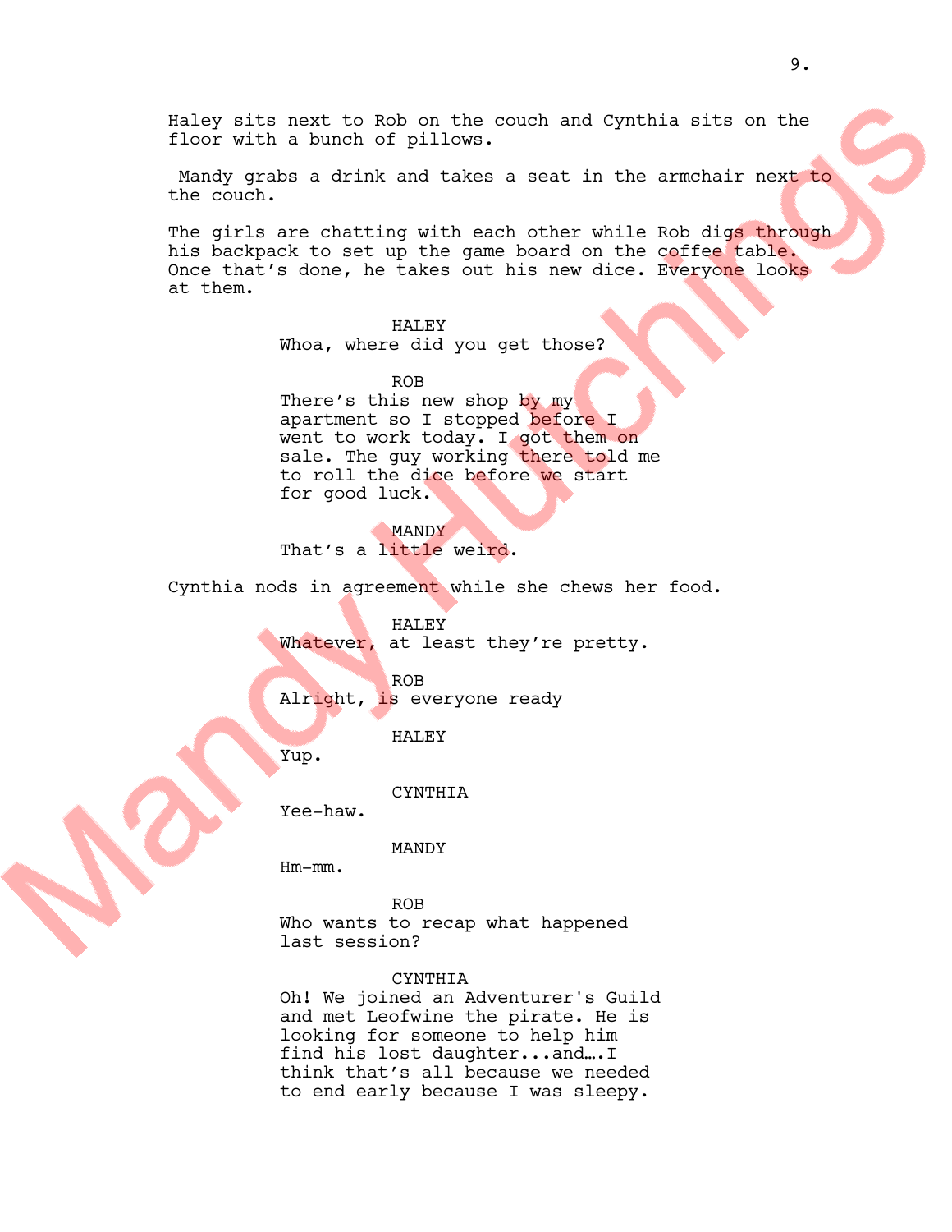Haley sits next to Rob on the couch and Cynthia sits on the floor with a bunch of pillows.

Mandy grabs a drink and takes a seat in the armchair next to the couch.

The girls are chatting with each other while Rob digs through his backpack to set up the game board on the coffee table. Once that's done, he takes out his new dice. Everyone looks at them.

HALEY
Whoa, where did you get those?

ROB
There's this new shop by my apartment so I stopped before I went to work today. I got them on sale. The guy working there told me to roll the dice before we start for good luck.

MANDY
That's a little weird.

Cynthia nods in agreement while she chews her food.

HALEY
Whatever, at least they're pretty.

ROB
Alright, is everyone ready

HALEY
Yup.

CYNTHIA
Yee-haw.

MANDY
Hm-mm.

ROB
Who wants to recap what happened last session?

CYNTHIA
Oh! We joined an Adventurer's Guild and met Leofwine the pirate. He is looking for someone to help him find his lost daughter...and….I think that's all because we needed to end early because I was sleepy.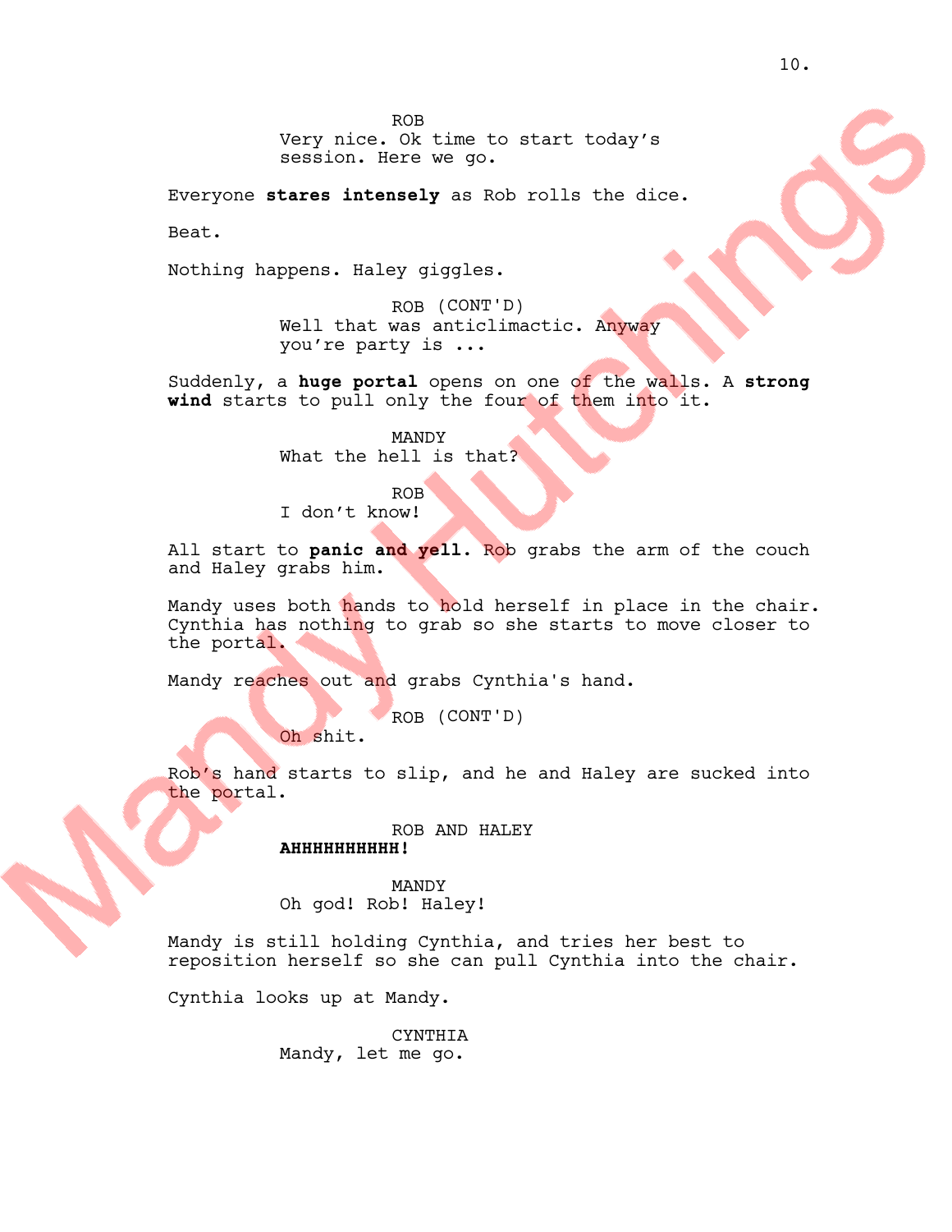ROB
Very nice. Ok time to start today's session. Here we go.

Everyone **stares intensely** as Rob rolls the dice.

Beat.

Nothing happens. Haley giggles.

ROB (CONT'D)
Well that was anticlimactic. Anyway you're party is ...

Suddenly, a **huge portal** opens on one of the walls. A **strong wind** starts to pull only the four of them into it.

MANDY
What the hell is that?

ROB
I don't know!

All start to **panic and yell**. Rob grabs the arm of the couch and Haley grabs him.

Mandy uses both hands to hold herself in place in the chair. Cynthia has nothing to grab so she starts to move closer to the portal.

Mandy reaches out and grabs Cynthia's hand.

ROB (CONT'D)
Oh shit.

Rob's hand starts to slip, and he and Haley are sucked into the portal.

ROB AND HALEY
**AHHHHHHHHHH!**

MANDY
Oh god! Rob! Haley!

Mandy is still holding Cynthia, and tries her best to reposition herself so she can pull Cynthia into the chair.

Cynthia looks up at Mandy.

CYNTHIA
Mandy, let me go.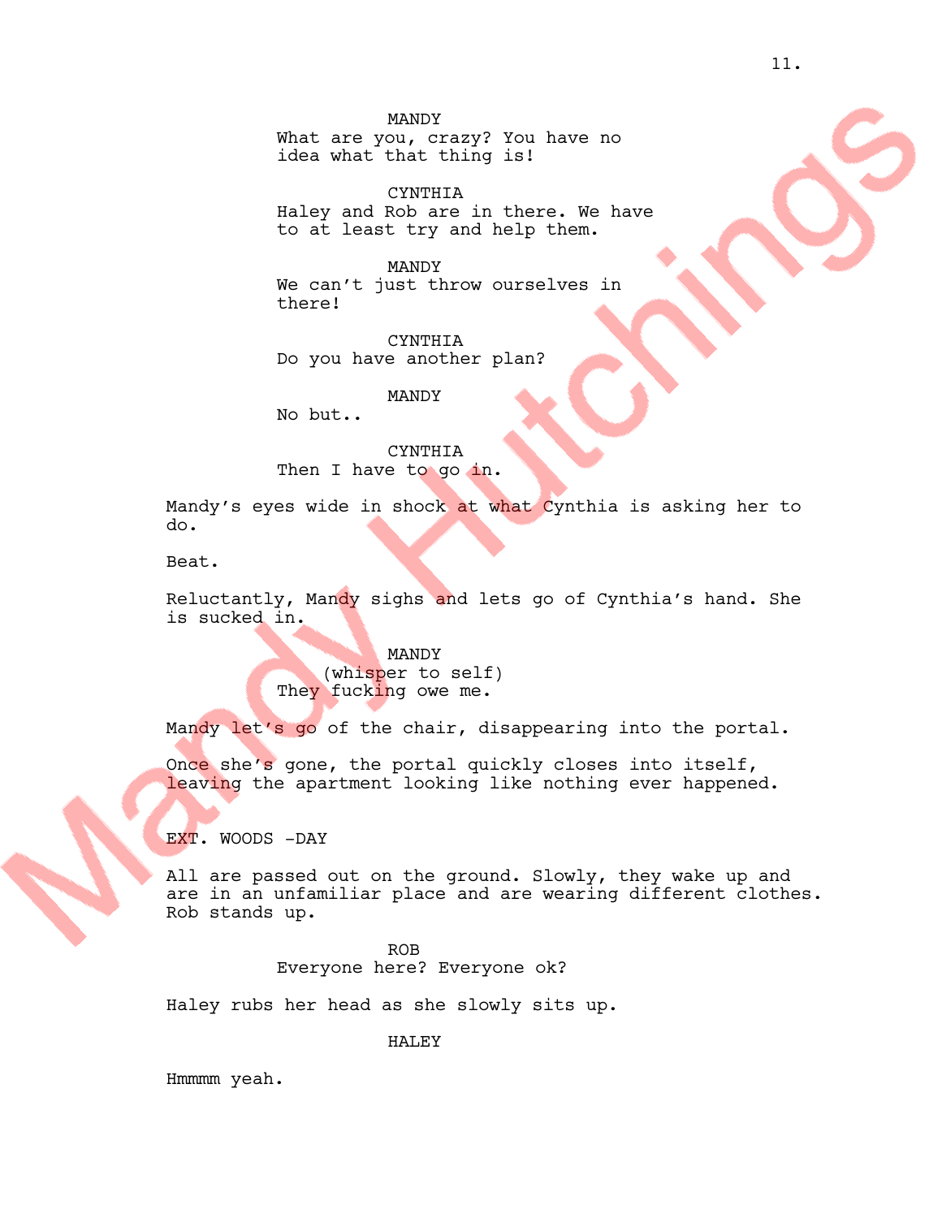MANDY
What are you, crazy? You have no idea what that thing is!

CYNTHIA
Haley and Rob are in there. We have to at least try and help them.

MANDY
We can't just throw ourselves in there!

CYNTHIA
Do you have another plan?

MANDY
No but..

CYNTHIA
Then I have to go in.

Mandy's eyes wide in shock at what Cynthia is asking her to do.

Beat.

Reluctantly, Mandy sighs and lets go of Cynthia's hand. She is sucked in.

MANDY
(whisper to self)
They fucking owe me.

Mandy let's go of the chair, disappearing into the portal.

Once she's gone, the portal quickly closes into itself, leaving the apartment looking like nothing ever happened.

EXT. WOODS -DAY

All are passed out on the ground. Slowly, they wake up and are in an unfamiliar place and are wearing different clothes. Rob stands up.

ROB
Everyone here? Everyone ok?

Haley rubs her head as she slowly sits up.

HALEY

Hmmmm yeah.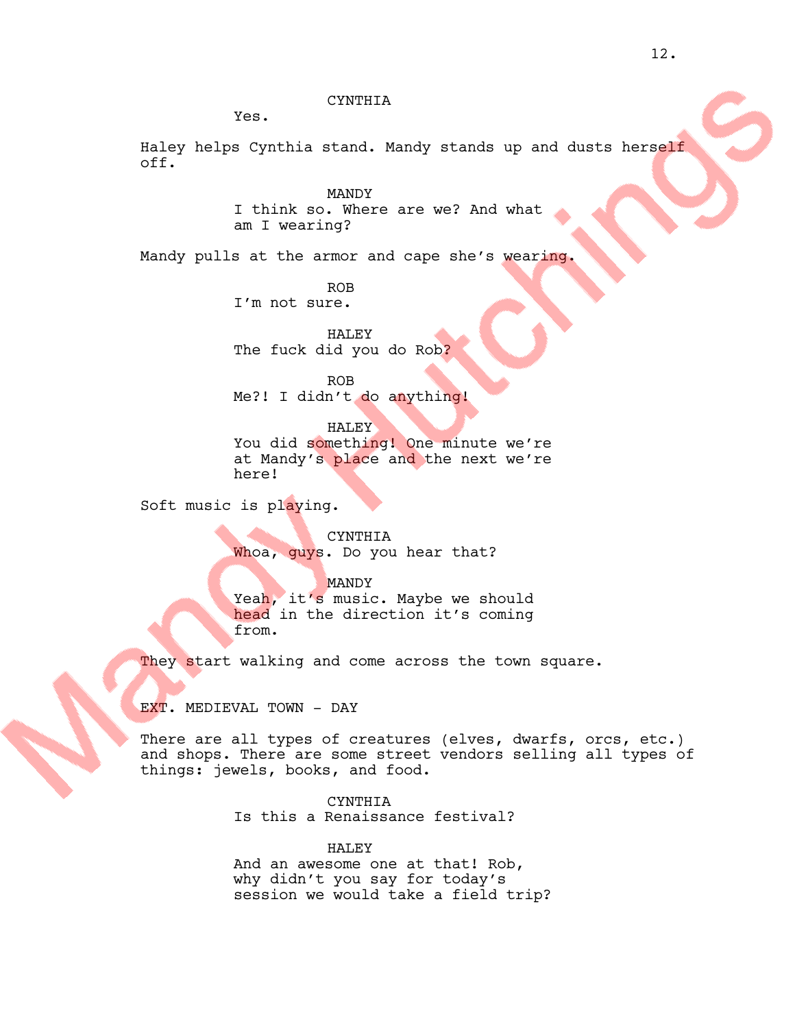CYNTHIA
Yes.

Haley helps Cynthia stand. Mandy stands up and dusts herself off.

MANDY
I think so. Where are we? And what am I wearing?

Mandy pulls at the armor and cape she's wearing.

ROB
I'm not sure.

HALEY
The fuck did you do Rob?

ROB
Me?! I didn't do anything!

HALEY
You did something! One minute we're at Mandy's place and the next we're here!

Soft music is playing.

CYNTHIA
Whoa, guys. Do you hear that?

MANDY
Yeah, it's music. Maybe we should head in the direction it's coming from.

They start walking and come across the town square.

EXT. MEDIEVAL TOWN - DAY

There are all types of creatures (elves, dwarfs, orcs, etc.) and shops. There are some street vendors selling all types of things: jewels, books, and food.

CYNTHIA
Is this a Renaissance festival?

HALEY
And an awesome one at that! Rob, why didn't you say for today's session we would take a field trip?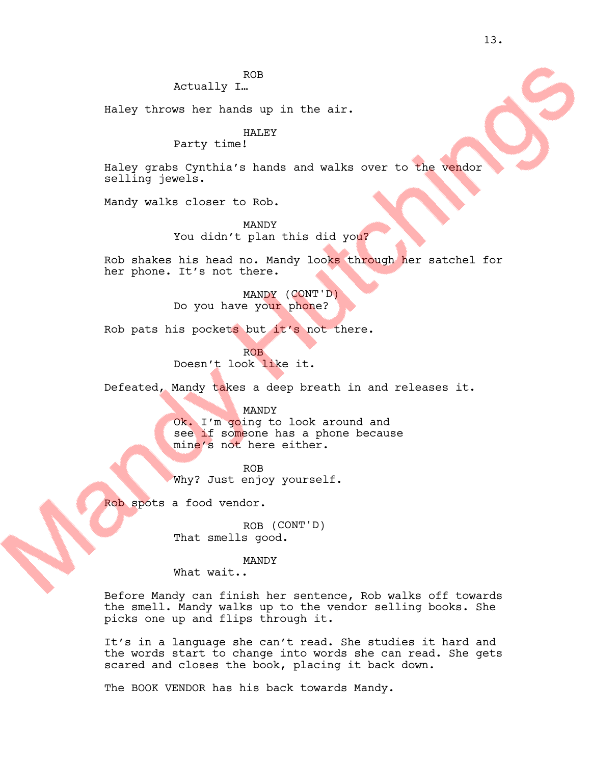ROB
Actually I…

Haley throws her hands up in the air.

HALEY
Party time!

Haley grabs Cynthia's hands and walks over to the vendor selling jewels.

Mandy walks closer to Rob.

MANDY
You didn't plan this did you?

Rob shakes his head no. Mandy looks through her satchel for her phone. It's not there.

MANDY (CONT'D)
Do you have your phone?

Rob pats his pockets but it's not there.

ROB
Doesn't look like it.

Defeated, Mandy takes a deep breath in and releases it.

MANDY
Ok. I'm going to look around and see if someone has a phone because mine's not here either.

ROB
Why? Just enjoy yourself.

Rob spots a food vendor.

ROB (CONT'D)
That smells good.

MANDY
What wait..

Before Mandy can finish her sentence, Rob walks off towards the smell. Mandy walks up to the vendor selling books. She picks one up and flips through it.

It's in a language she can't read. She studies it hard and the words start to change into words she can read. She gets scared and closes the book, placing it back down.

The BOOK VENDOR has his back towards Mandy.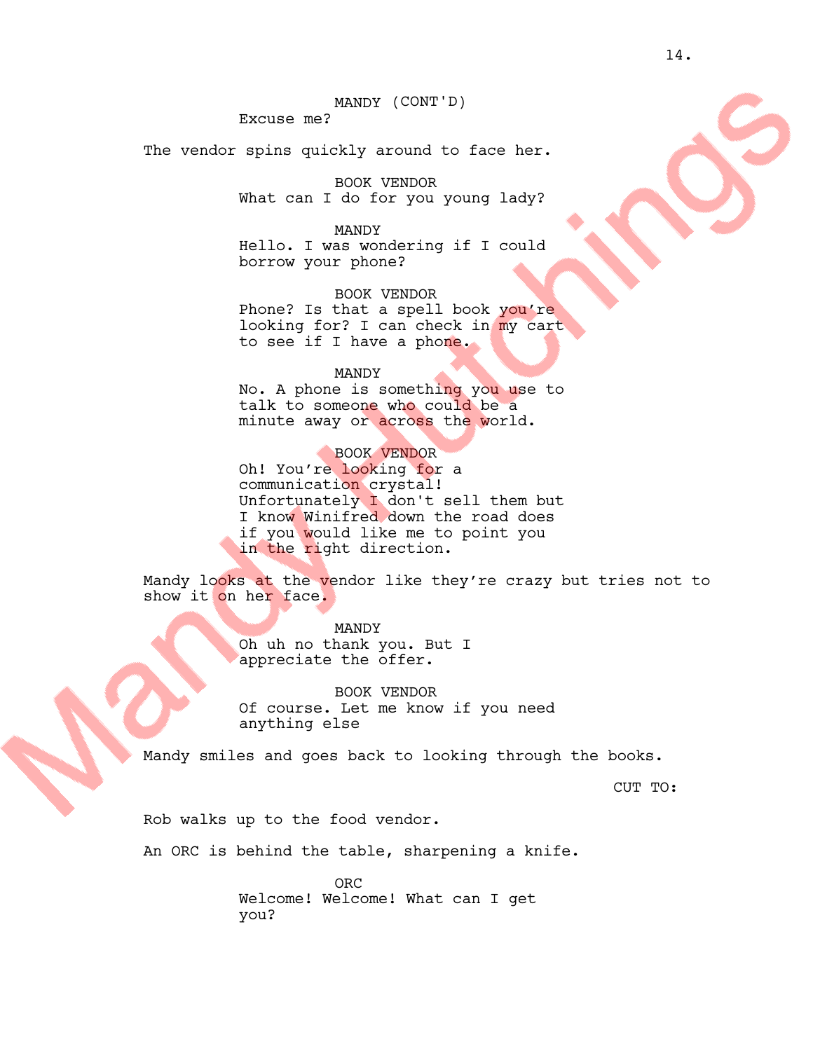MANDY (CONT'D)
Excuse me?

The vendor spins quickly around to face her.

BOOK VENDOR
What can I do for you young lady?

MANDY
Hello. I was wondering if I could borrow your phone?

BOOK VENDOR
Phone? Is that a spell book you're looking for? I can check in my cart to see if I have a phone.

MANDY
No. A phone is something you use to talk to someone who could be a minute away or across the world.

BOOK VENDOR
Oh! You're looking for a communication crystal! Unfortunately I don't sell them but I know Winifred down the road does if you would like me to point you in the right direction.

Mandy looks at the vendor like they're crazy but tries not to show it on her face.

MANDY
Oh uh no thank you. But I appreciate the offer.

BOOK VENDOR
Of course. Let me know if you need anything else

Mandy smiles and goes back to looking through the books.

CUT TO:

Rob walks up to the food vendor.

An ORC is behind the table, sharpening a knife.

ORC
Welcome! Welcome! What can I get you?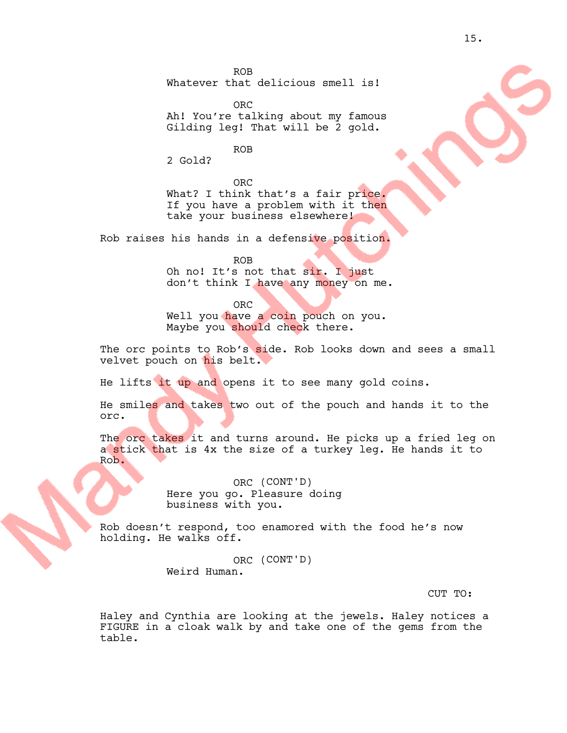ROB
Whatever that delicious smell is!

ORC
Ah! You're talking about my famous Gilding leg! That will be 2 gold.

ROB
2 Gold?

ORC
What? I think that's a fair price. If you have a problem with it then take your business elsewhere!

Rob raises his hands in a defensive position.

ROB
Oh no! It's not that sir. I just don't think I have any money on me.

ORC
Well you have a coin pouch on you. Maybe you should check there.

The orc points to Rob's side. Rob looks down and sees a small velvet pouch on his belt.

He lifts it up and opens it to see many gold coins.

He smiles and takes two out of the pouch and hands it to the orc.

The orc takes it and turns around. He picks up a fried leg on a stick that is 4x the size of a turkey leg. He hands it to Rob.

ORC (CONT'D)
Here you go. Pleasure doing business with you.

Rob doesn't respond, too enamored with the food he's now holding. He walks off.

ORC (CONT'D)
Weird Human.

CUT TO:

Haley and Cynthia are looking at the jewels. Haley notices a FIGURE in a cloak walk by and take one of the gems from the table.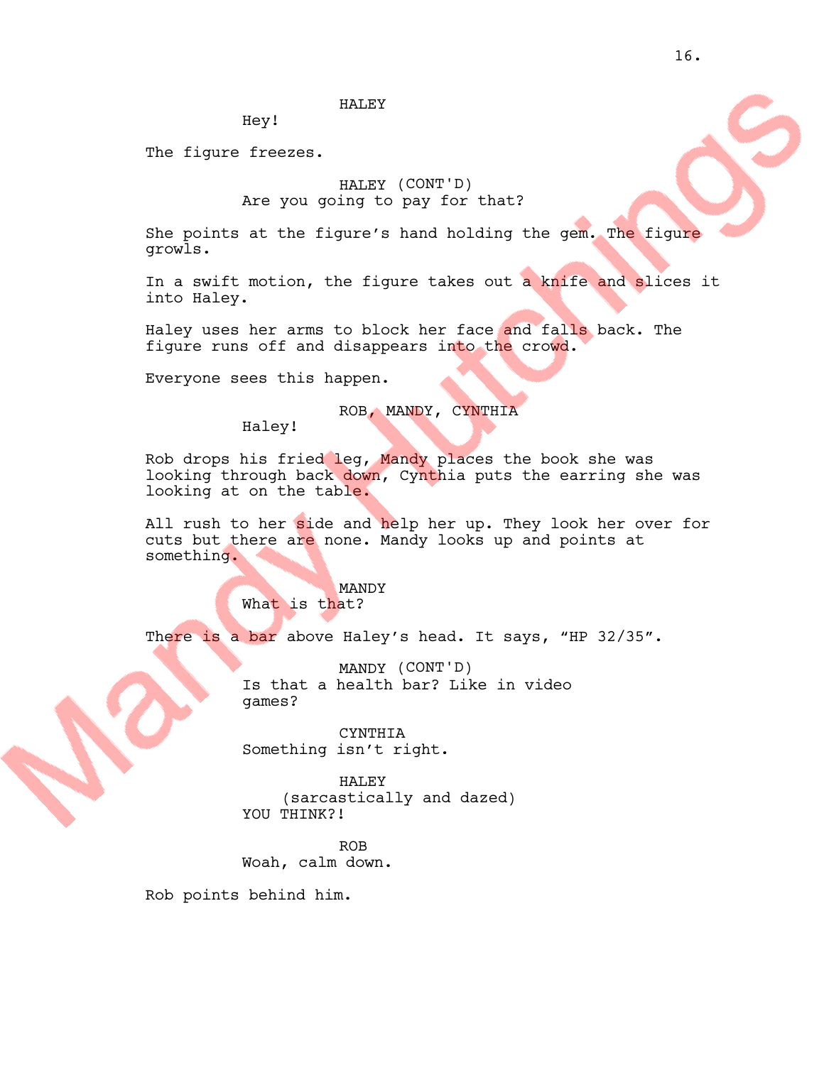HALEY
Hey!

The figure freezes.

HALEY (CONT'D)
Are you going to pay for that?

She points at the figure's hand holding the gem. The figure growls.

In a swift motion, the figure takes out a knife and slices it into Haley.

Haley uses her arms to block her face and falls back. The figure runs off and disappears into the crowd.

Everyone sees this happen.

ROB, MANDY, CYNTHIA
Haley!

Rob drops his fried leg, Mandy places the book she was looking through back down, Cynthia puts the earring she was looking at on the table.

All rush to her side and help her up. They look her over for cuts but there are none. Mandy looks up and points at something.

MANDY
What is that?

There is a bar above Haley's head. It says, "HP 32/35".

MANDY (CONT'D)
Is that a health bar? Like in video games?

CYNTHIA
Something isn't right.

HALEY
(sarcastically and dazed)
YOU THINK?!

ROB
Woah, calm down.

Rob points behind him.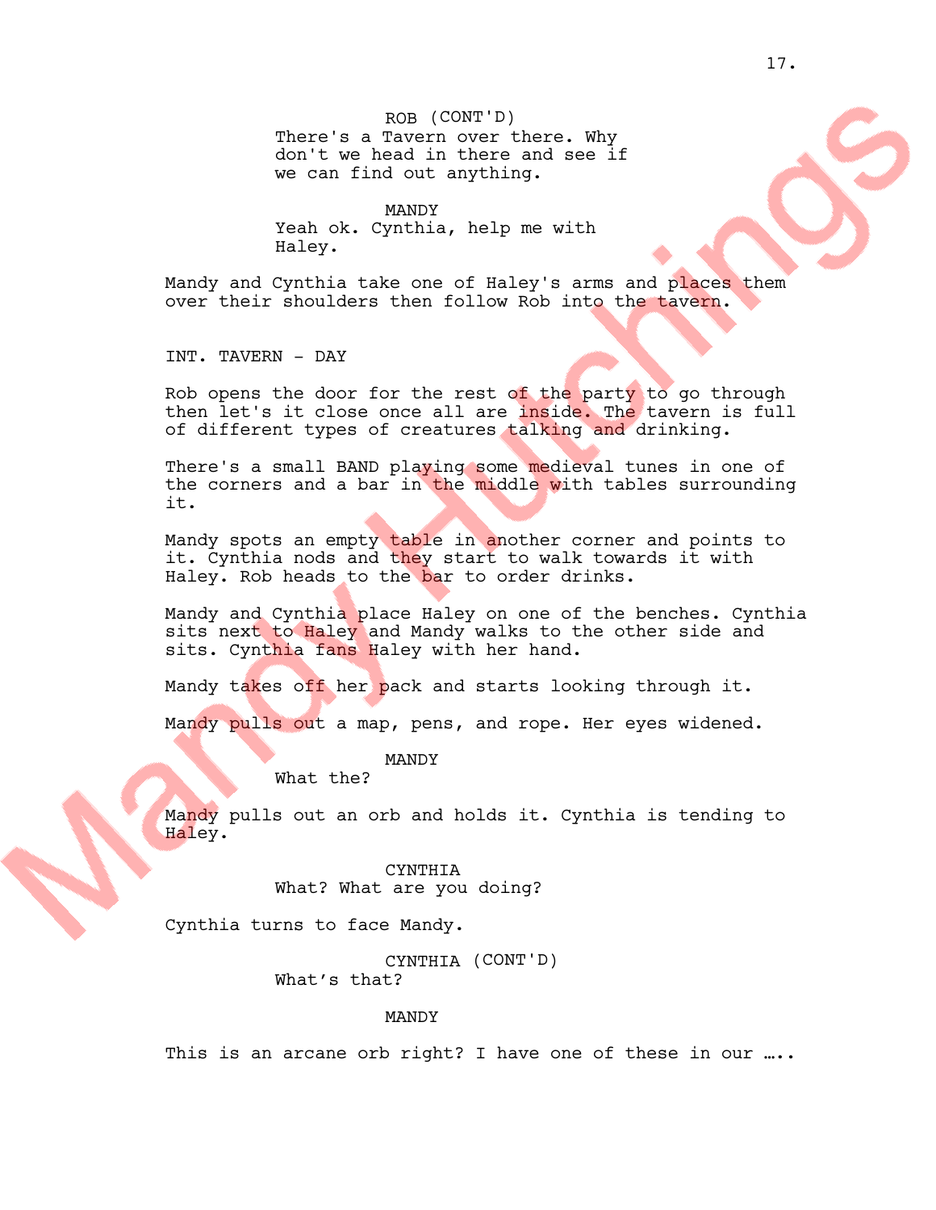ROB (CONT'D)
There's a Tavern over there. Why don't we head in there and see if we can find out anything.

MANDY
Yeah ok. Cynthia, help me with Haley.

Mandy and Cynthia take one of Haley's arms and places them over their shoulders then follow Rob into the tavern.

INT. TAVERN - DAY

Rob opens the door for the rest of the party to go through then let's it close once all are inside. The tavern is full of different types of creatures talking and drinking.

There's a small BAND playing some medieval tunes in one of the corners and a bar in the middle with tables surrounding it.

Mandy spots an empty table in another corner and points to it. Cynthia nods and they start to walk towards it with Haley. Rob heads to the bar to order drinks.

Mandy and Cynthia place Haley on one of the benches. Cynthia sits next to Haley and Mandy walks to the other side and sits. Cynthia fans Haley with her hand.

Mandy takes off her pack and starts looking through it.

Mandy pulls out a map, pens, and rope. Her eyes widened.

MANDY
What the?

Mandy pulls out an orb and holds it. Cynthia is tending to Haley.

CYNTHIA
What? What are you doing?

Cynthia turns to face Mandy.

CYNTHIA (CONT'D)
What’s that?

MANDY

This is an arcane orb right? I have one of these in our …..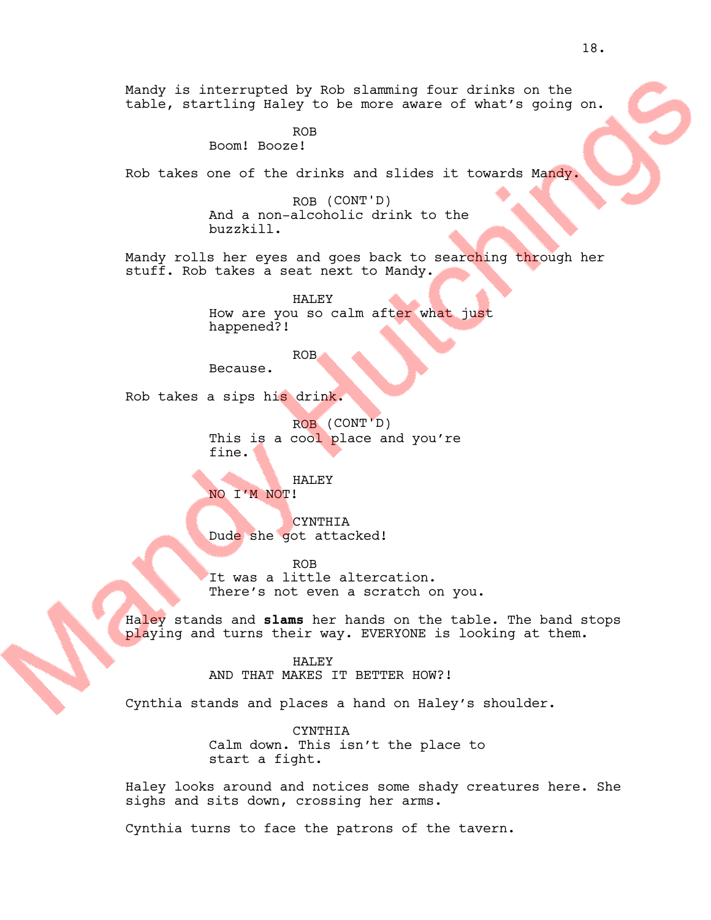Mandy is interrupted by Rob slamming four drinks on the table, startling Haley to be more aware of what's going on.

ROB
Boom! Booze!

Rob takes one of the drinks and slides it towards Mandy.

ROB (CONT'D)
And a non-alcoholic drink to the buzzkill.

Mandy rolls her eyes and goes back to searching through her stuff. Rob takes a seat next to Mandy.

HALEY
How are you so calm after what just happened?!

ROB
Because.

Rob takes a sips his drink.

ROB (CONT'D)
This is a cool place and you're fine.

HALEY
NO I'M NOT!

CYNTHIA
Dude she got attacked!

ROB
It was a little altercation. There's not even a scratch on you.

Haley stands and **slams** her hands on the table. The band stops playing and turns their way. EVERYONE is looking at them.

HALEY
AND THAT MAKES IT BETTER HOW?!

Cynthia stands and places a hand on Haley's shoulder.

CYNTHIA
Calm down. This isn't the place to start a fight.

Haley looks around and notices some shady creatures here. She sighs and sits down, crossing her arms.

Cynthia turns to face the patrons of the tavern.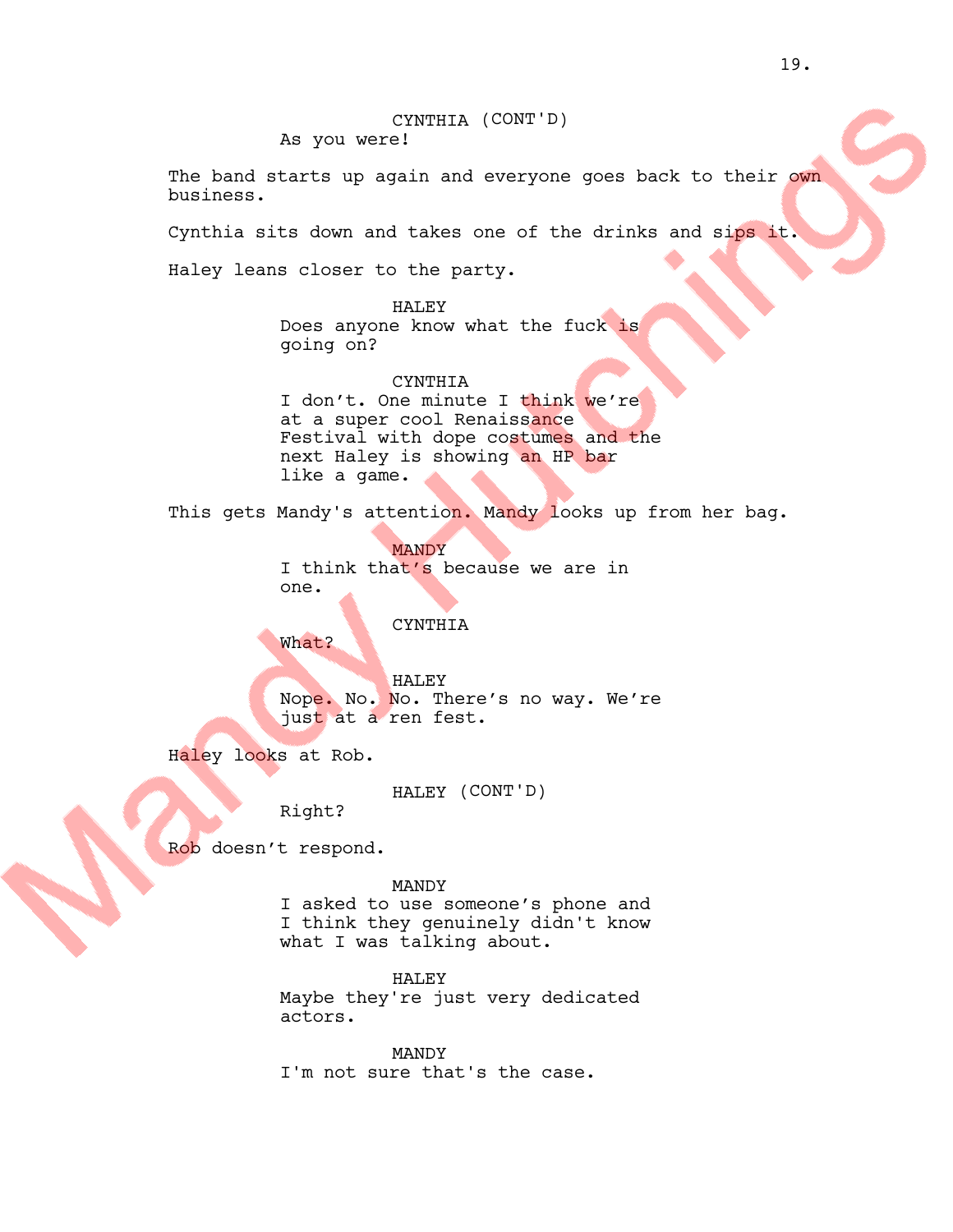CYNTHIA (CONT'D)
As you were!

The band starts up again and everyone goes back to their own business.

Cynthia sits down and takes one of the drinks and sips it.

Haley leans closer to the party.

HALEY
Does anyone know what the fuck is going on?

CYNTHIA
I don't. One minute I think we're at a super cool Renaissance Festival with dope costumes and the next Haley is showing an HP bar like a game.

This gets Mandy's attention. Mandy looks up from her bag.

MANDY
I think that's because we are in one.

CYNTHIA
What?

HALEY
Nope. No. No. There's no way. We're just at a ren fest.

Haley looks at Rob.

HALEY (CONT'D)
Right?

Rob doesn't respond.

MANDY
I asked to use someone's phone and I think they genuinely didn't know what I was talking about.

HALEY
Maybe they're just very dedicated actors.

MANDY
I'm not sure that's the case.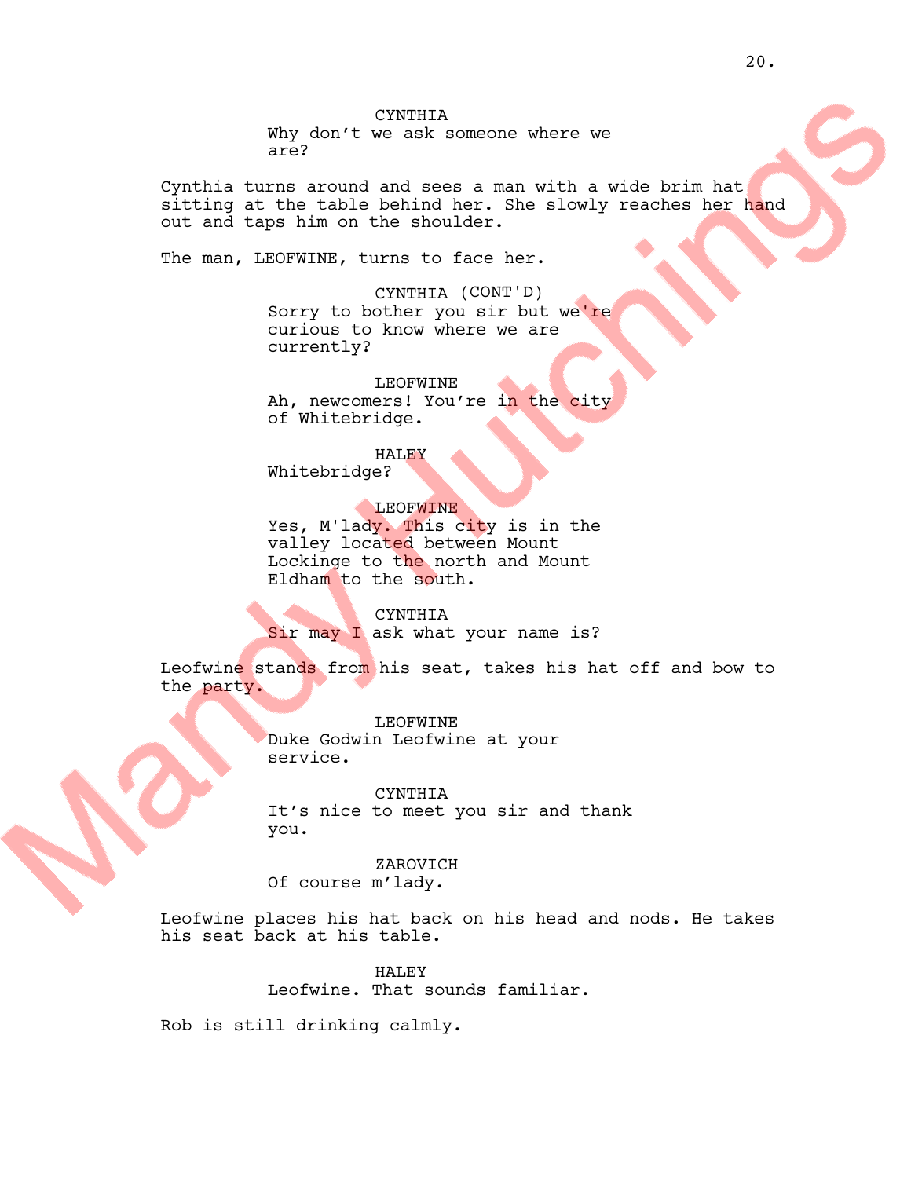CYNTHIA
Why don't we ask someone where we are?

Cynthia turns around and sees a man with a wide brim hat sitting at the table behind her. She slowly reaches her hand out and taps him on the shoulder.

The man, LEOFWINE, turns to face her.

CYNTHIA (CONT'D)
Sorry to bother you sir but we're curious to know where we are currently?

LEOFWINE
Ah, newcomers! You're in the city of Whitebridge.

HALEY
Whitebridge?

LEOFWINE
Yes, M'lady. This city is in the valley located between Mount Lockinge to the north and Mount Eldham to the south.

CYNTHIA
Sir may I ask what your name is?

Leofwine stands from his seat, takes his hat off and bow to the party.

LEOFWINE
Duke Godwin Leofwine at your service.

CYNTHIA
It's nice to meet you sir and thank you.

ZAROVICH
Of course m'lady.

Leofwine places his hat back on his head and nods. He takes his seat back at his table.

HALEY
Leofwine. That sounds familiar.

Rob is still drinking calmly.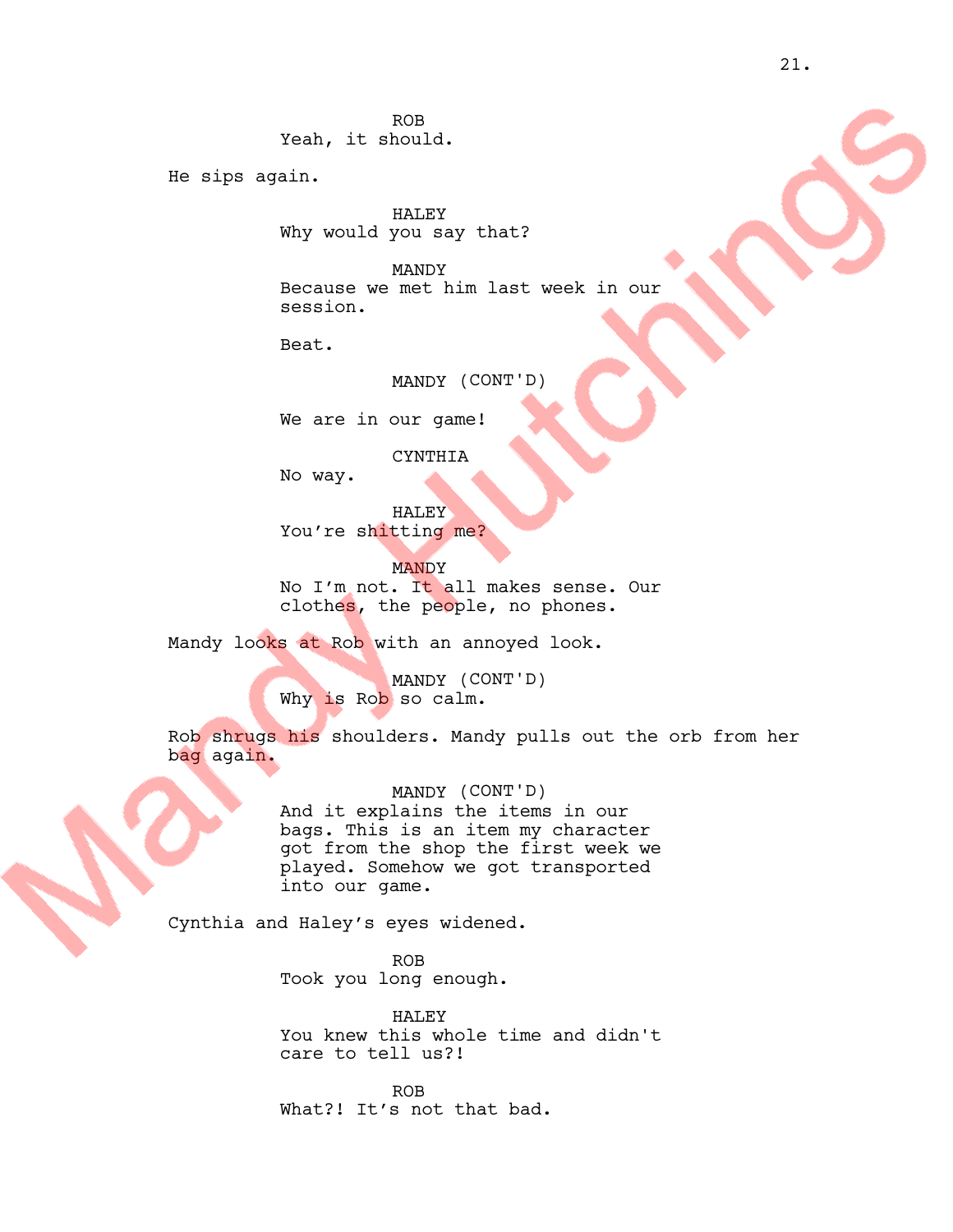ROB
Yeah, it should.

He sips again.

HALEY
Why would you say that?

MANDY
Because we met him last week in our session.

Beat.

MANDY (CONT'D)

We are in our game!

CYNTHIA
No way.

HALEY
You're shitting me?

MANDY
No I'm not. It all makes sense. Our clothes, the people, no phones.

Mandy looks at Rob with an annoyed look.

MANDY (CONT'D)
Why is Rob so calm.

Rob shrugs his shoulders. Mandy pulls out the orb from her bag again.

MANDY (CONT'D)
And it explains the items in our bags. This is an item my character got from the shop the first week we played. Somehow we got transported into our game.

Cynthia and Haley's eyes widened.

ROB
Took you long enough.

HALEY
You knew this whole time and didn't care to tell us?!

ROB
What?! It's not that bad.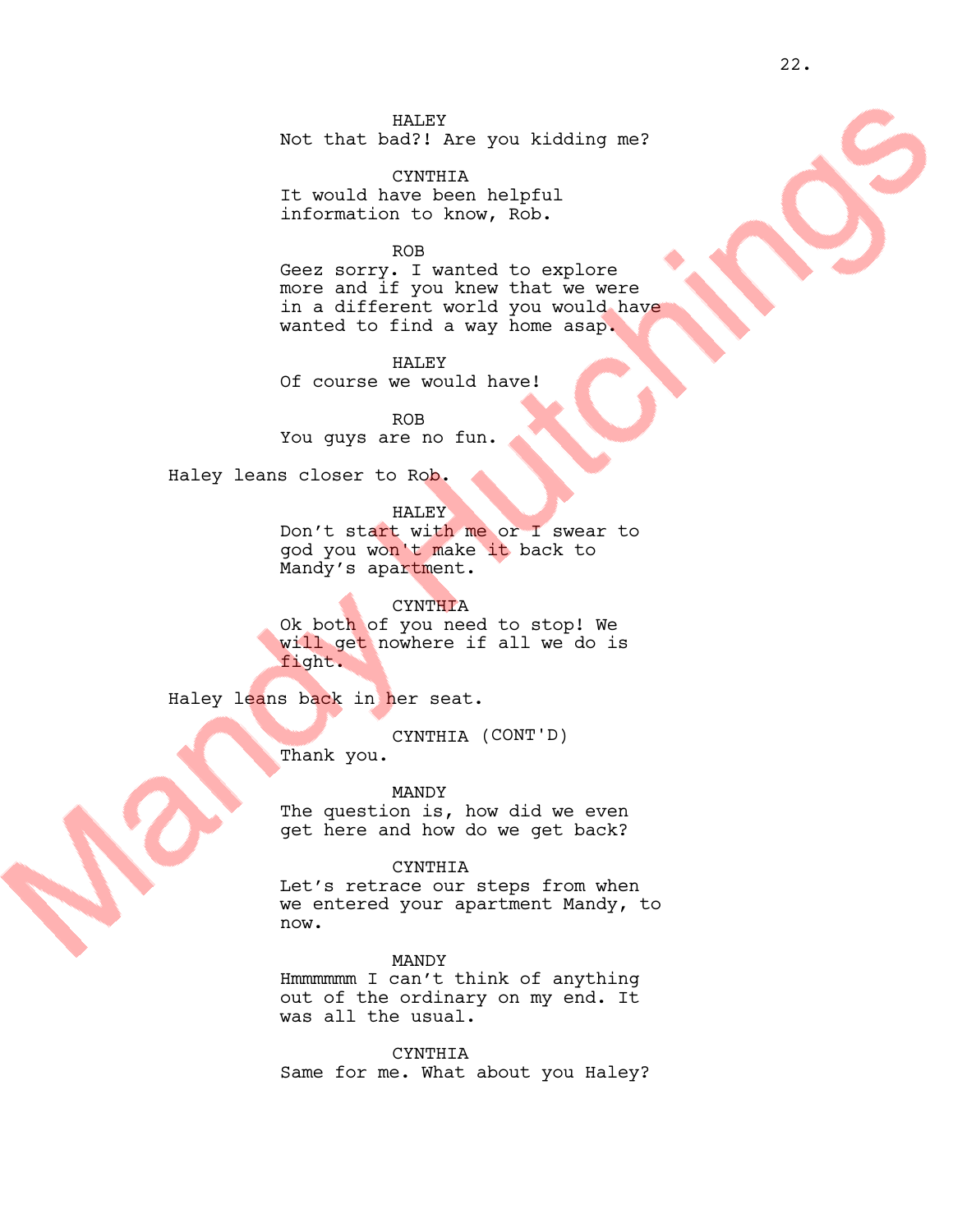HALEY
Not that bad?! Are you kidding me?

CYNTHIA
It would have been helpful information to know, Rob.

ROB
Geez sorry. I wanted to explore more and if you knew that we were in a different world you would have wanted to find a way home asap.

HALEY
Of course we would have!

ROB
You guys are no fun.

Haley leans closer to Rob.

HALEY
Don't start with me or I swear to god you won't make it back to Mandy's apartment.

CYNTHIA
Ok both of you need to stop! We will get nowhere if all we do is fight.

Haley leans back in her seat.

CYNTHIA (CONT'D)
Thank you.

MANDY
The question is, how did we even get here and how do we get back?

CYNTHIA
Let's retrace our steps from when we entered your apartment Mandy, to now.

MANDY
Hmmmmmm I can't think of anything out of the ordinary on my end. It was all the usual.

CYNTHIA
Same for me. What about you Haley?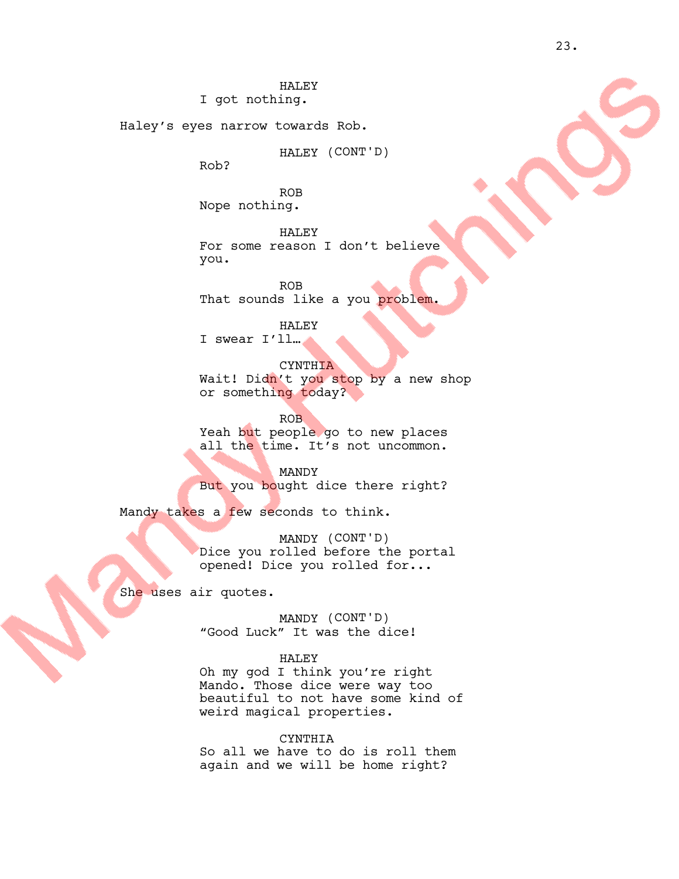HALEY
I got nothing.

Haley's eyes narrow towards Rob.

HALEY (CONT'D)
Rob?

ROB
Nope nothing.

HALEY
For some reason I don't believe you.

ROB
That sounds like a you problem.

HALEY
I swear I'll…

CYNTHIA
Wait! Didn't you stop by a new shop or something today?

ROB
Yeah but people go to new places all the time. It's not uncommon.

MANDY
But you bought dice there right?

Mandy takes a few seconds to think.

MANDY (CONT'D)
Dice you rolled before the portal opened! Dice you rolled for...

She uses air quotes.

MANDY (CONT'D)
"Good Luck" It was the dice!

HALEY
Oh my god I think you're right Mando. Those dice were way too beautiful to not have some kind of weird magical properties.

CYNTHIA
So all we have to do is roll them again and we will be home right?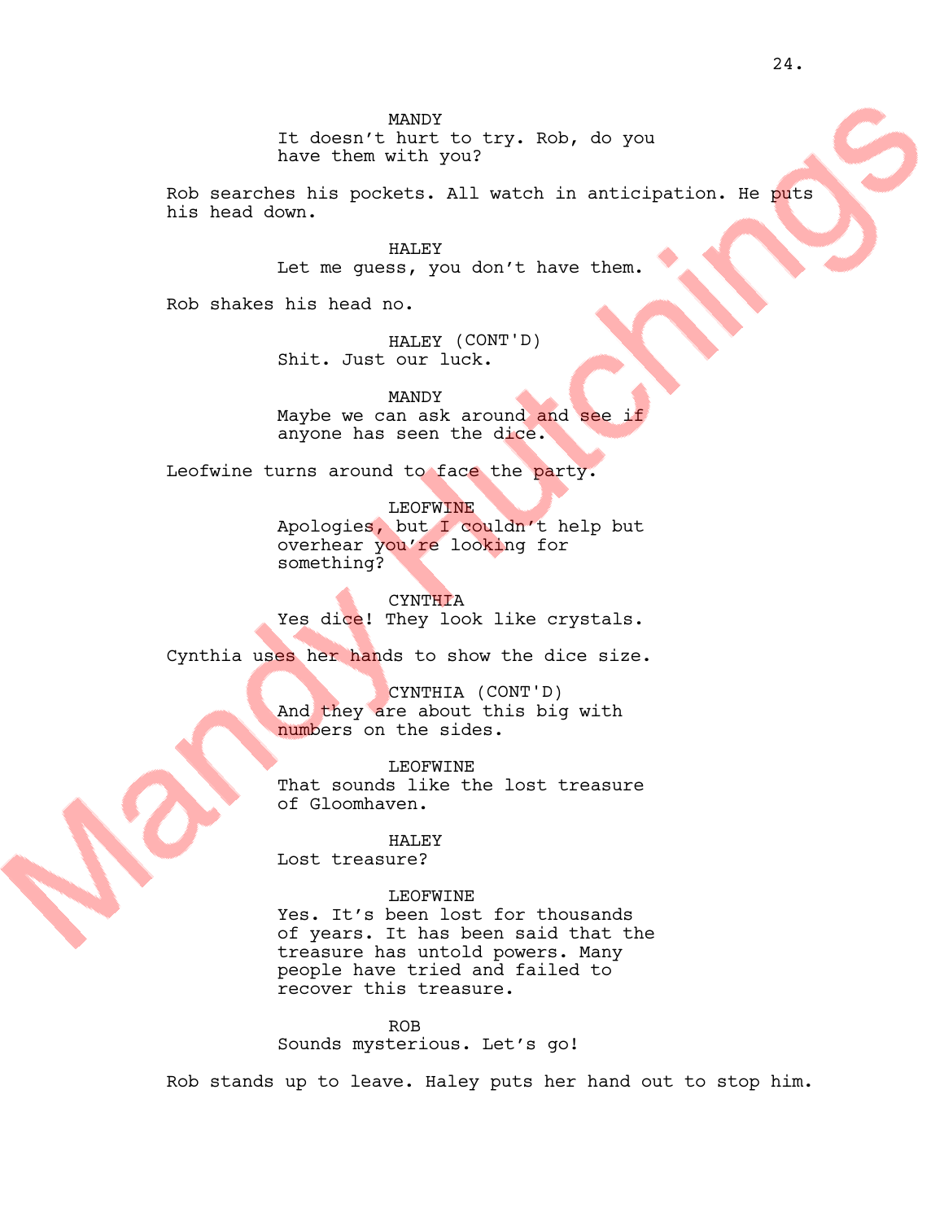MANDY
It doesn't hurt to try. Rob, do you have them with you?

Rob searches his pockets. All watch in anticipation. He puts his head down.

HALEY
Let me guess, you don't have them.

Rob shakes his head no.

HALEY (CONT'D)
Shit. Just our luck.

MANDY
Maybe we can ask around and see if anyone has seen the dice.

Leofwine turns around to face the party.

LEOFWINE
Apologies, but I couldn't help but overhear you're looking for something?

CYNTHIA
Yes dice! They look like crystals.

Cynthia uses her hands to show the dice size.

CYNTHIA (CONT'D)
And they are about this big with numbers on the sides.

LEOFWINE
That sounds like the lost treasure of Gloomhaven.

HALEY
Lost treasure?

LEOFWINE
Yes. It's been lost for thousands of years. It has been said that the treasure has untold powers. Many people have tried and failed to recover this treasure.

ROB
Sounds mysterious. Let's go!

Rob stands up to leave. Haley puts her hand out to stop him.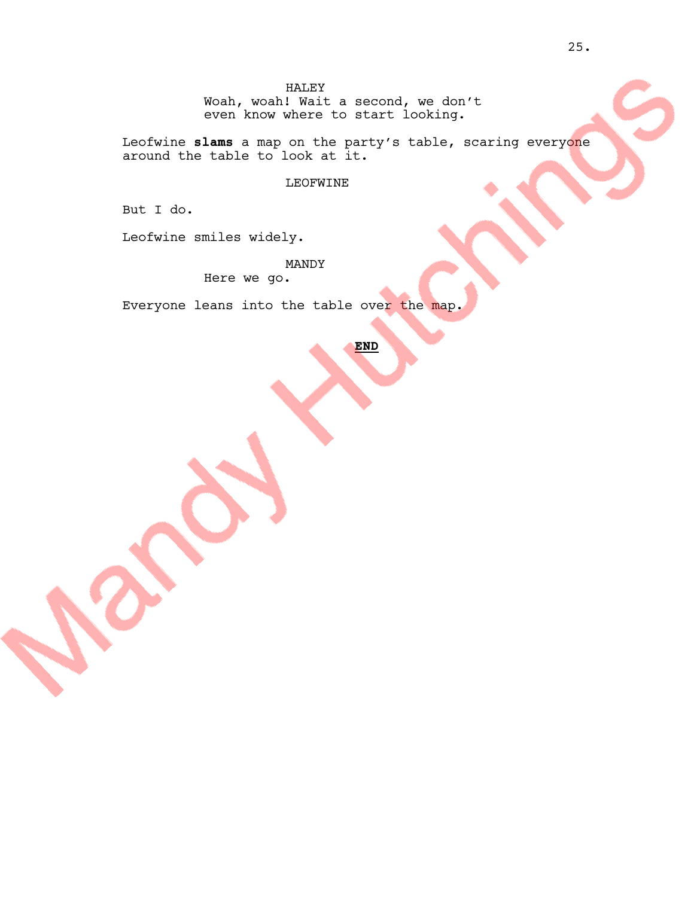HALEY

Woah, woah! Wait a second, we don't even know where to start looking.

Leofwine **slams** a map on the party's table, scaring everyone around the table to look at it.

LEOFWINE

But I do.

Leofwine smiles widely.

MANDY

Here we go.

Everyone leans into the table over the map.

**END**